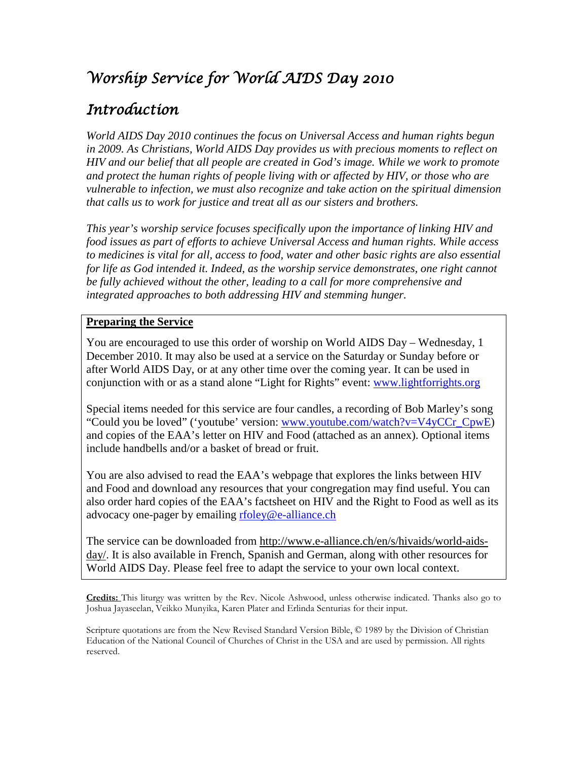# *Worship Service for World AIDS Day 2010*

## *Introduction*

*World AIDS Day 2010 continues the focus on Universal Access and human rights begun in 2009. As Christians, World AIDS Day provides us with precious moments to reflect on HIV and our belief that all people are created in God's image. While we work to promote and protect the human rights of people living with or affected by HIV, or those who are vulnerable to infection, we must also recognize and take action on the spiritual dimension that calls us to work for justice and treat all as our sisters and brothers.*

*This year's worship service focuses specifically upon the importance of linking HIV and food issues as part of efforts to achieve Universal Access and human rights. While access to medicines is vital for all, access to food, water and other basic rights are also essential for life as God intended it. Indeed, as the worship service demonstrates, one right cannot be fully achieved without the other, leading to a call for more comprehensive and integrated approaches to both addressing HIV and stemming hunger.*

**Preparing the Service**

You are encouraged to use this order of worship on World AIDS Day – Wednesday, 1 December 2010. It may also be used at a service on the Saturday or Sunday before or after World AIDS Day, or at any other time over the coming year. It can be used in conjunction with or as a stand alone "Light for Rights" event: www.lightforrights.org

Special items needed for this service are four candles, a recording of Bob Marley's song "Could you be loved" ('youtube' version: www.youtube.com/watch?v=V4yCCr_CpwE) and copies of the EAA's letter on HIV and Food (attached as an annex). Optional items include handbells and/or a basket of bread or fruit.

You are also advised to read the EAA's webpage that explores the links between HIV and Food and download any resources that your congregation may find useful. You can also order hard copies of the EAA's factsheet on HIV and the Right to Food as well as its advocacy one-pager by emailing rfoley@e-alliance.ch

The service can be downloaded from http://www.e-alliance.ch/en/s/hivaids/world-aids-day/. It is also available in French, Spanish and German, along with other resources for World AIDS Day. Please feel free to adapt the service to your own local context.

**Credits:** This liturgy was written by the Rev. Nicole Ashwood, unless otherwise indicated. Thanks also go to Joshua Jayaseelan, Veikko Munyika, Karen Plater and Erlinda Senturias for their input.

Scripture quotations are from the New Revised Standard Version Bible, © 1989 by the Division of Christian Education of the National Council of Churches of Christ in the USA and are used by permission. All rights reserved.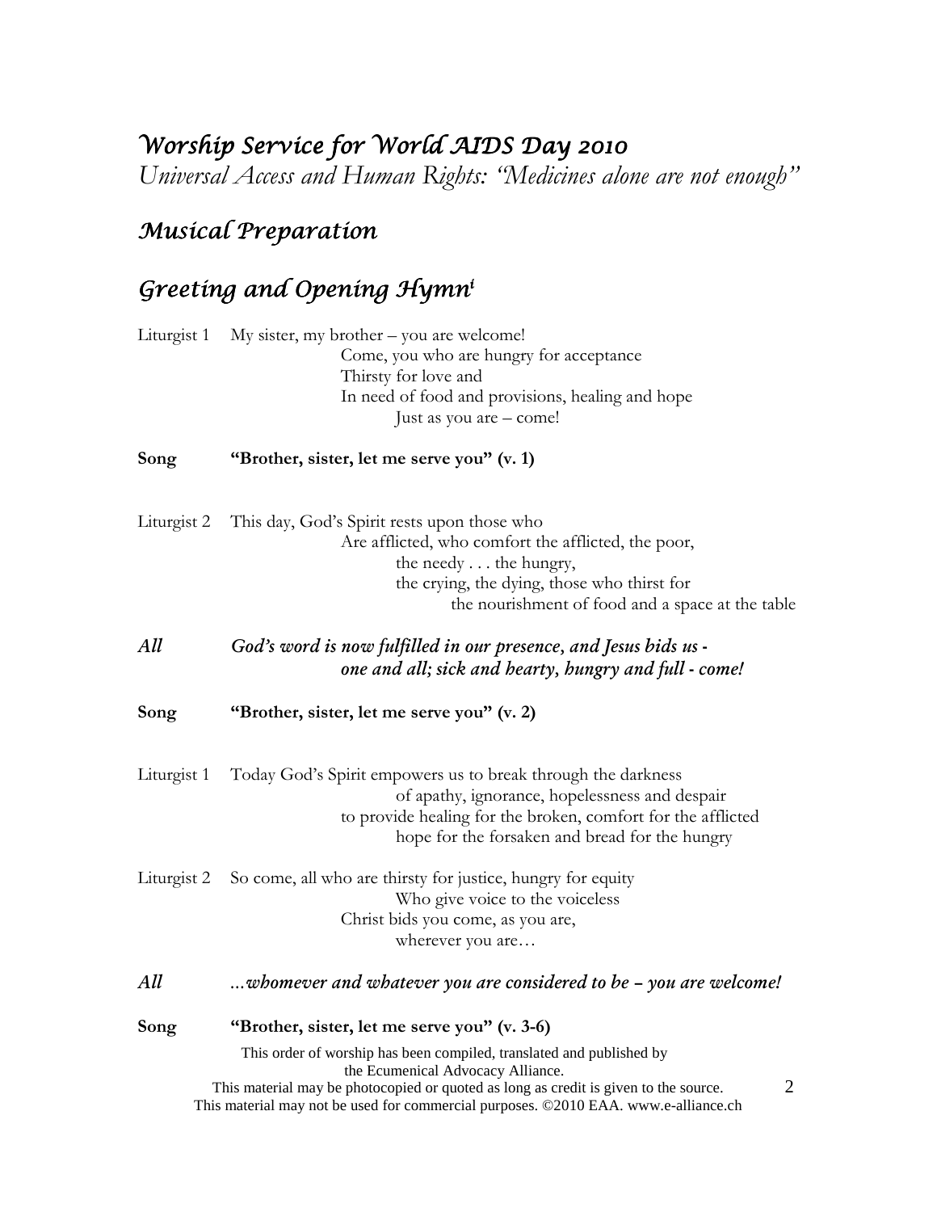# *Worship Service for World AIDS Day 2010*

*Universal Access and Human Rights: "Medicines alone are not enough"*

## *Musical Preparation*

## *Greeting and Opening Hymn*[i]

Liturgist 1 My sister, my brother – you are welcome!
Come, you who are hungry for acceptance
Thirsty for love and
In need of food and provisions, healing and hope
Just as you are – come!

**Song "Brother, sister, let me serve you" (v. 1)**

Liturgist 2 This day, God's Spirit rests upon those who
Are afflicted, who comfort the afflicted, the poor,
the needy . . . the hungry,
the crying, the dying, those who thirst for
the nourishment of food and a space at the table

***All God's word is now fulfilled in our presence, and Jesus bids us - one and all; sick and hearty, hungry and full - come!***

**Song "Brother, sister, let me serve you" (v. 2)**

Liturgist 1 Today God's Spirit empowers us to break through the darkness
of apathy, ignorance, hopelessness and despair
to provide healing for the broken, comfort for the afflicted
hope for the forsaken and bread for the hungry

Liturgist 2 So come, all who are thirsty for justice, hungry for equity
Who give voice to the voiceless
Christ bids you come, as you are,
wherever you are…

***All …whomever and whatever you are considered to be – you are welcome!***

**Song "Brother, sister, let me serve you" (v. 3-6)**

This order of worship has been compiled, translated and published by
the Ecumenical Advocacy Alliance.
This material may be photocopied or quoted as long as credit is given to the source.
This material may not be used for commercial purposes. ©2010 EAA. www.e-alliance.ch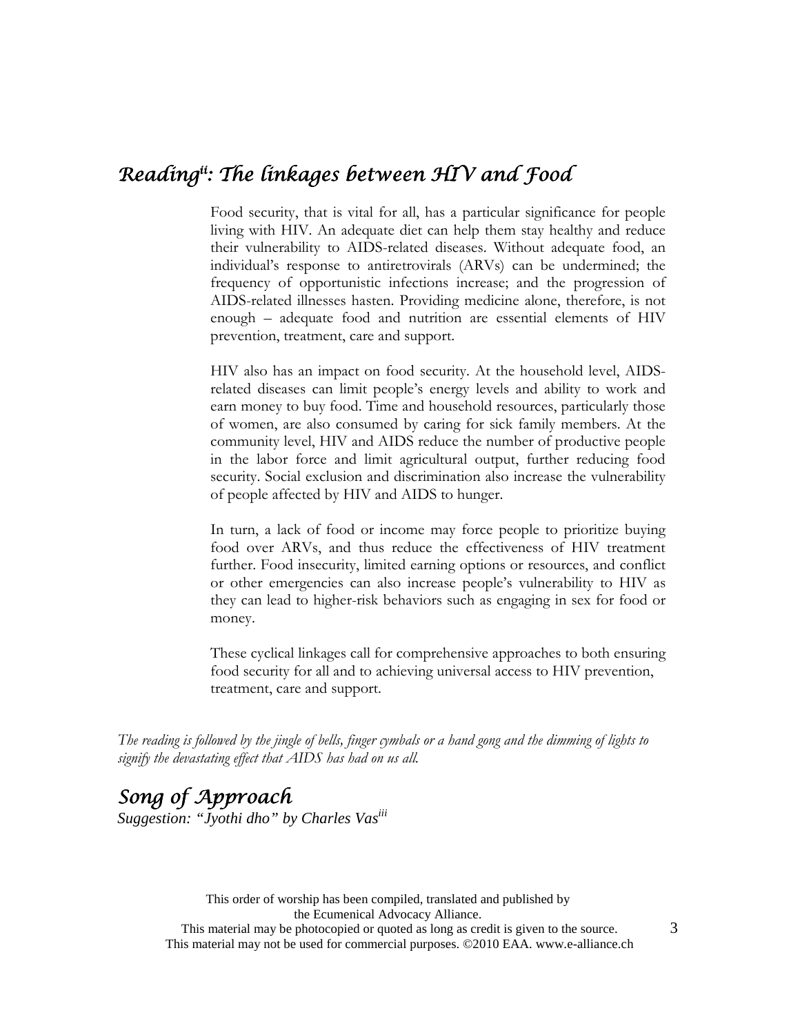## Reading[ii]: The linkages between HIV and Food

Food security, that is vital for all, has a particular significance for people living with HIV. An adequate diet can help them stay healthy and reduce their vulnerability to AIDS-related diseases. Without adequate food, an individual's response to antiretrovirals (ARVs) can be undermined; the frequency of opportunistic infections increase; and the progression of AIDS-related illnesses hasten. Providing medicine alone, therefore, is not enough – adequate food and nutrition are essential elements of HIV prevention, treatment, care and support.

HIV also has an impact on food security. At the household level, AIDS-related diseases can limit people's energy levels and ability to work and earn money to buy food. Time and household resources, particularly those of women, are also consumed by caring for sick family members. At the community level, HIV and AIDS reduce the number of productive people in the labor force and limit agricultural output, further reducing food security. Social exclusion and discrimination also increase the vulnerability of people affected by HIV and AIDS to hunger.

In turn, a lack of food or income may force people to prioritize buying food over ARVs, and thus reduce the effectiveness of HIV treatment further. Food insecurity, limited earning options or resources, and conflict or other emergencies can also increase people's vulnerability to HIV as they can lead to higher-risk behaviors such as engaging in sex for food or money.

These cyclical linkages call for comprehensive approaches to both ensuring food security for all and to achieving universal access to HIV prevention, treatment, care and support.

*The reading is followed by the jingle of bells, finger cymbals or a hand gong and the dimming of lights to signify the devastating effect that AIDS has had on us all.*

## Song of Approach

***Suggestion: "Jyothi dho" by Charles Vas[iii]***

This order of worship has been compiled, translated and published by the Ecumenical Advocacy Alliance.
This material may be photocopied or quoted as long as credit is given to the source.
This material may not be used for commercial purposes. ©2010 EAA. www.e-alliance.ch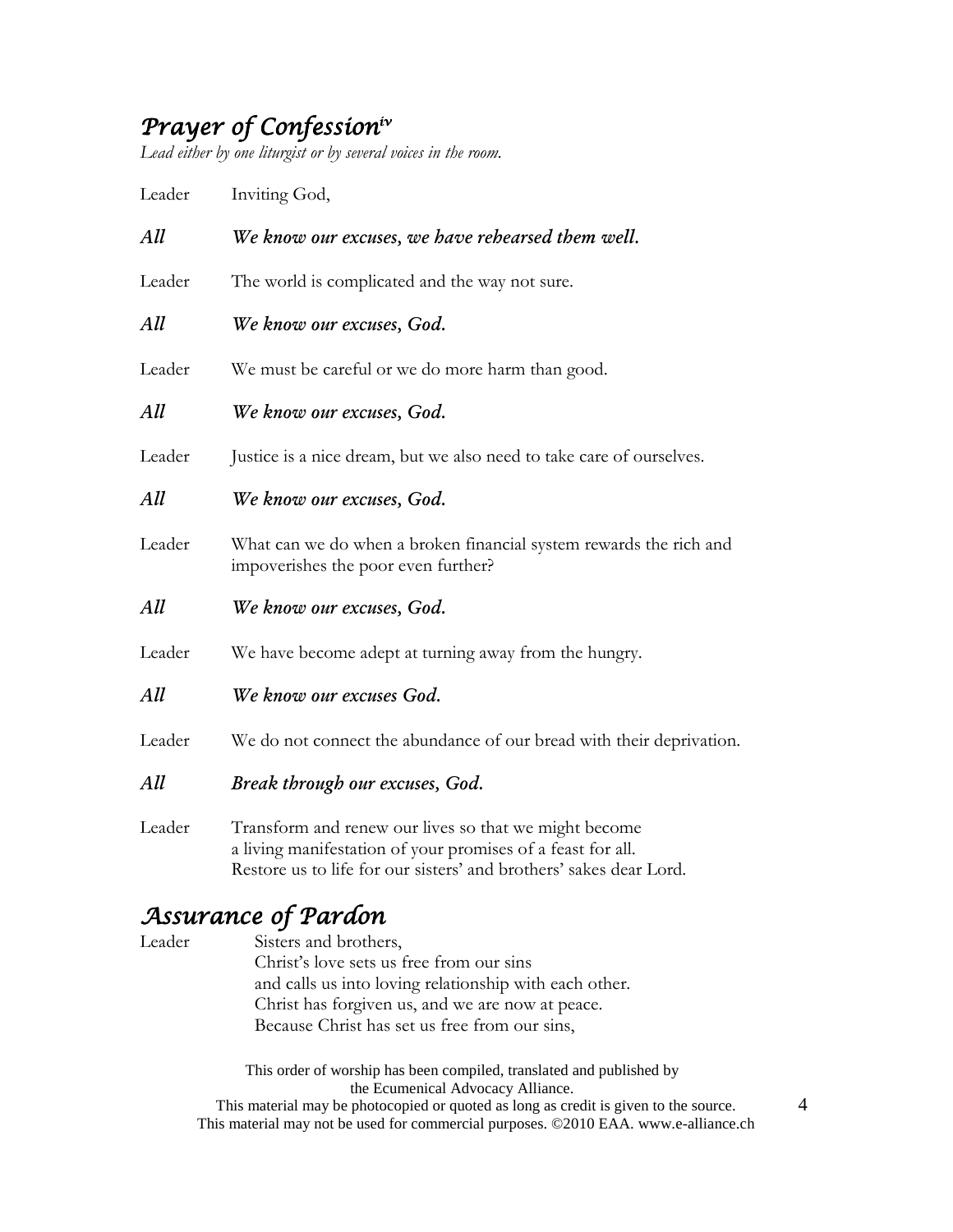## *Prayer of Confession*[iv]

*Lead either by one liturgist or by several voices in the room.*

Leader Inviting God,

***All We know our excuses, we have rehearsed them well.***

Leader The world is complicated and the way not sure.

***All We know our excuses, God.***

Leader We must be careful or we do more harm than good.

***All We know our excuses, God.***

Leader Justice is a nice dream, but we also need to take care of ourselves.

***All We know our excuses, God.***

Leader What can we do when a broken financial system rewards the rich and impoverishes the poor even further?

***All We know our excuses, God.***

Leader We have become adept at turning away from the hungry.

***All We know our excuses God.***

Leader We do not connect the abundance of our bread with their deprivation.

***All Break through our excuses, God.***

Leader Transform and renew our lives so that we might become
a living manifestation of your promises of a feast for all.
Restore us to life for our sisters' and brothers' sakes dear Lord.

## *Assurance of Pardon*

Leader Sisters and brothers,
Christ's love sets us free from our sins
and calls us into loving relationship with each other.
Christ has forgiven us, and we are now at peace.
Because Christ has set us free from our sins,

This order of worship has been compiled, translated and published by the Ecumenical Advocacy Alliance.
This material may be photocopied or quoted as long as credit is given to the source.
This material may not be used for commercial purposes. ©2010 EAA. www.e-alliance.ch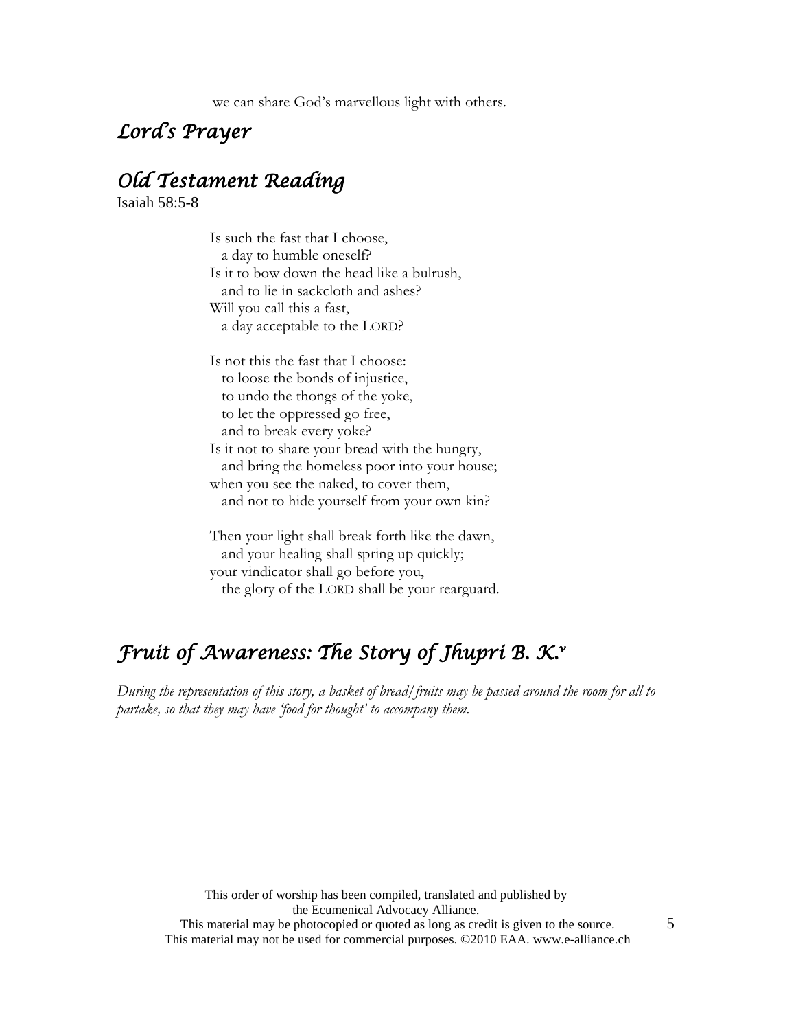we can share God's marvellous light with others.

## *Lord's Prayer*

## *Old Testament Reading*

Isaiah 58:5-8

Is such the fast that I choose,
  a day to humble oneself?
Is it to bow down the head like a bulrush,
  and to lie in sackcloth and ashes?
Will you call this a fast,
  a day acceptable to the LORD?

Is not this the fast that I choose:
  to loose the bonds of injustice,
  to undo the thongs of the yoke,
  to let the oppressed go free,
  and to break every yoke?
Is it not to share your bread with the hungry,
  and bring the homeless poor into your house;
when you see the naked, to cover them,
  and not to hide yourself from your own kin?

Then your light shall break forth like the dawn,
  and your healing shall spring up quickly;
your vindicator shall go before you,
  the glory of the LORD shall be your rearguard.

## *Fruit of Awareness: The Story of Jhupri B. K.*[v]

*During the representation of this story, a basket of bread/fruits may be passed around the room for all to partake, so that they may have 'food for thought' to accompany them.*

This order of worship has been compiled, translated and published by the Ecumenical Advocacy Alliance.
This material may be photocopied or quoted as long as credit is given to the source.
This material may not be used for commercial purposes. ©2010 EAA. www.e-alliance.ch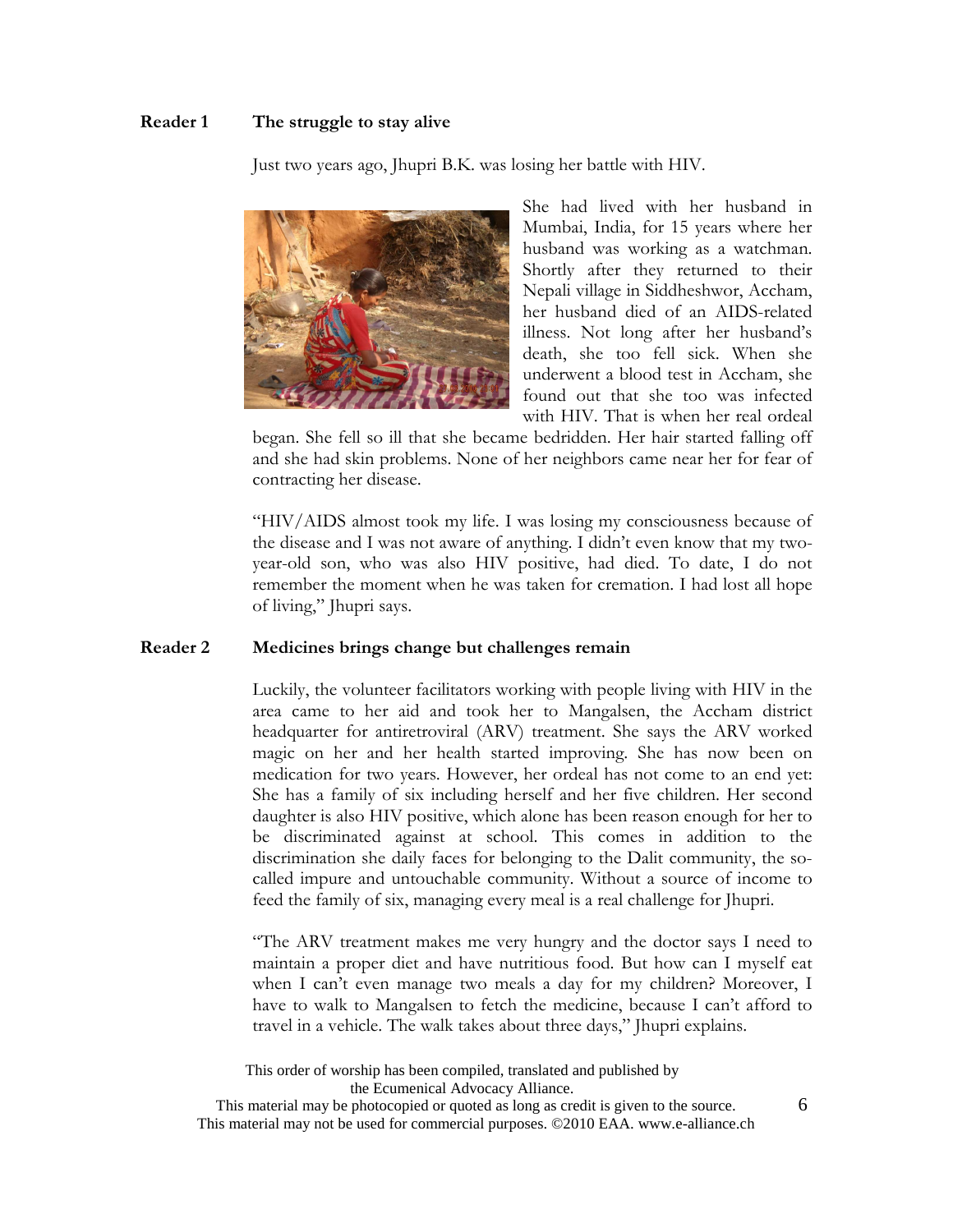**Reader 1** **The struggle to stay alive**

Just two years ago, Jhupri B.K. was losing her battle with HIV.

She had lived with her husband in Mumbai, India, for 15 years where her husband was working as a watchman. Shortly after they returned to their Nepali village in Siddheshwor, Accham, her husband died of an AIDS-related illness. Not long after her husband's death, she too fell sick. When she underwent a blood test in Accham, she found out that she too was infected with HIV. That is when her real ordeal began. She fell so ill that she became bedridden. Her hair started falling off and she had skin problems. None of her neighbors came near her for fear of contracting her disease.

"HIV/AIDS almost took my life. I was losing my consciousness because of the disease and I was not aware of anything. I didn't even know that my two-year-old son, who was also HIV positive, had died. To date, I do not remember the moment when he was taken for cremation. I had lost all hope of living," Jhupri says.

**Reader 2** **Medicines brings change but challenges remain**

Luckily, the volunteer facilitators working with people living with HIV in the area came to her aid and took her to Mangalsen, the Accham district headquarter for antiretroviral (ARV) treatment. She says the ARV worked magic on her and her health started improving. She has now been on medication for two years. However, her ordeal has not come to an end yet: She has a family of six including herself and her five children. Her second daughter is also HIV positive, which alone has been reason enough for her to be discriminated against at school. This comes in addition to the discrimination she daily faces for belonging to the Dalit community, the so-called impure and untouchable community. Without a source of income to feed the family of six, managing every meal is a real challenge for Jhupri.

"The ARV treatment makes me very hungry and the doctor says I need to maintain a proper diet and have nutritious food. But how can I myself eat when I can't even manage two meals a day for my children? Moreover, I have to walk to Mangalsen to fetch the medicine, because I can't afford to travel in a vehicle. The walk takes about three days," Jhupri explains.

This order of worship has been compiled, translated and published by the Ecumenical Advocacy Alliance.
This material may be photocopied or quoted as long as credit is given to the source.
This material may not be used for commercial purposes. ©2010 EAA. www.e-alliance.ch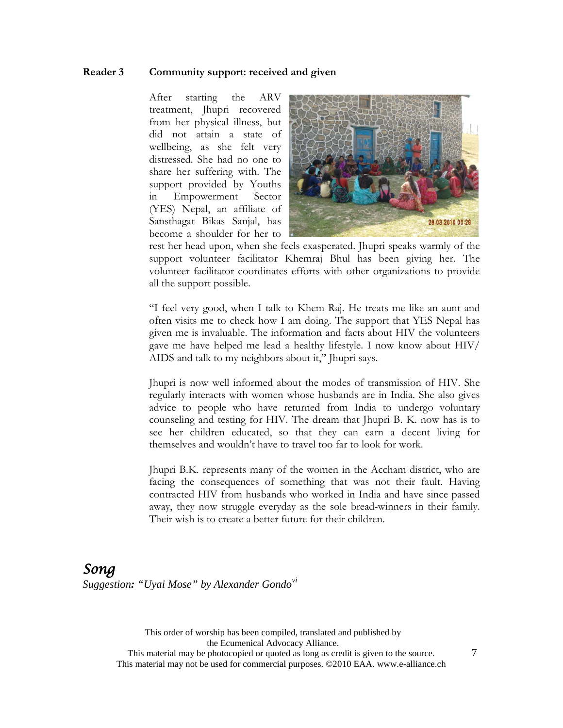**Reader 3 Community support: received and given**

After starting the ARV treatment, Jhupri recovered from her physical illness, but did not attain a state of wellbeing, as she felt very distressed. She had no one to share her suffering with. The support provided by Youths in Empowerment Sector (YES) Nepal, an affiliate of Sansthagat Bikas Sanjal, has become a shoulder for her to rest her head upon, when she feels exasperated. Jhupri speaks warmly of the support volunteer facilitator Khemraj Bhul has been giving her. The volunteer facilitator coordinates efforts with other organizations to provide all the support possible.

"I feel very good, when I talk to Khem Raj. He treats me like an aunt and often visits me to check how I am doing. The support that YES Nepal has given me is invaluable. The information and facts about HIV the volunteers gave me have helped me lead a healthy lifestyle. I now know about HIV/ AIDS and talk to my neighbors about it," Jhupri says.

Jhupri is now well informed about the modes of transmission of HIV. She regularly interacts with women whose husbands are in India. She also gives advice to people who have returned from India to undergo voluntary counseling and testing for HIV. The dream that Jhupri B. K. now has is to see her children educated, so that they can earn a decent living for themselves and wouldn't have to travel too far to look for work.

Jhupri B.K. represents many of the women in the Accham district, who are facing the consequences of something that was not their fault. Having contracted HIV from husbands who worked in India and have since passed away, they now struggle everyday as the sole bread-winners in their family. Their wish is to create a better future for their children.

## *Song*

*Suggestion: "Uyai Mose" by Alexander Gondo*[vi]

This order of worship has been compiled, translated and published by the Ecumenical Advocacy Alliance.
This material may be photocopied or quoted as long as credit is given to the source.
This material may not be used for commercial purposes. ©2010 EAA. www.e-alliance.ch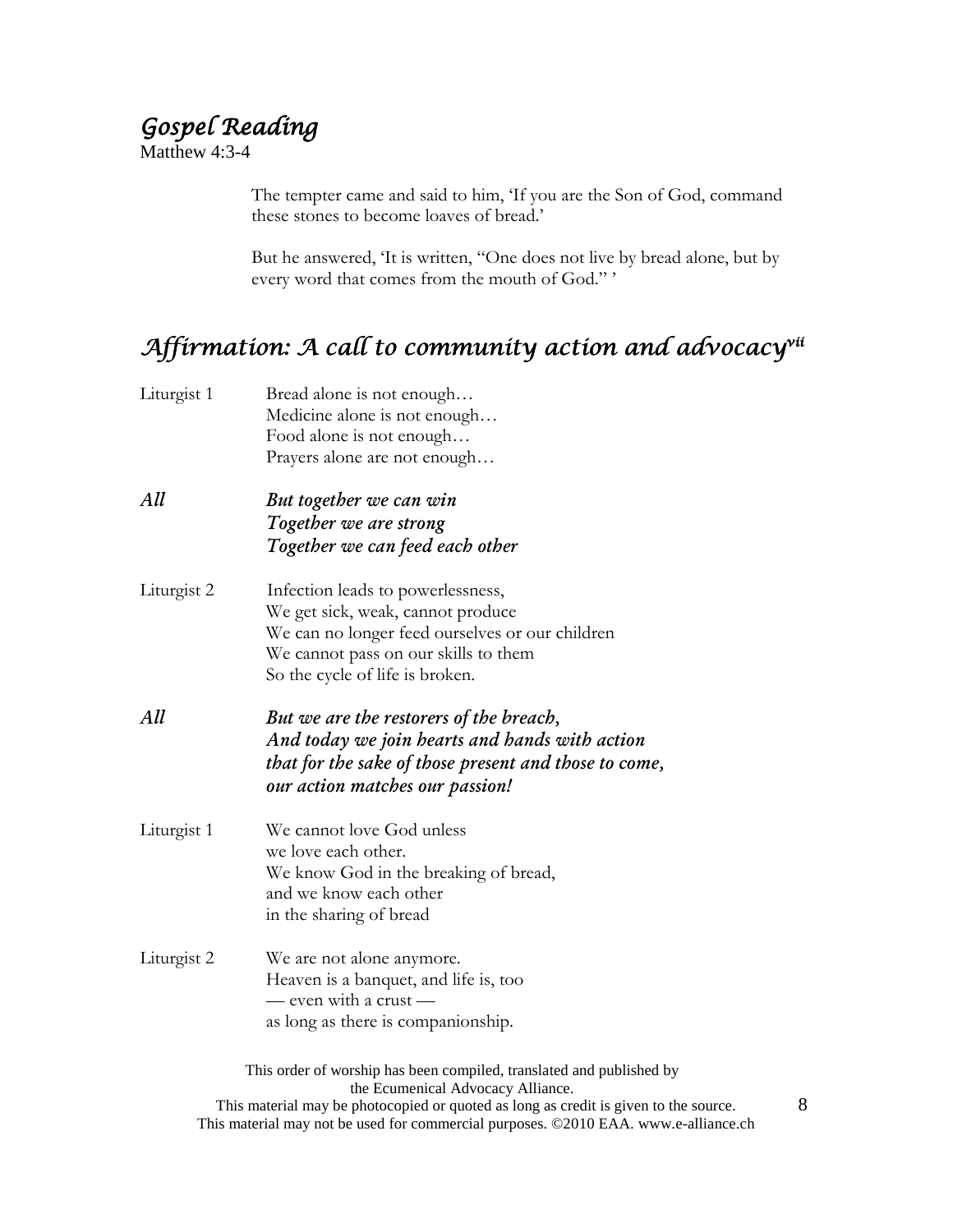## *Gospel Reading*

Matthew 4:3-4

> The tempter came and said to him, 'If you are the Son of God, command these stones to become loaves of bread.'
>
> But he answered, 'It is written, "One does not live by bread alone, but by every word that comes from the mouth of God." '

## *Affirmation: A call to community action and advocacy*[vii]

Liturgist 1 — Bread alone is not enough…
Medicine alone is not enough…
Food alone is not enough…
Prayers alone are not enough…

***All*** — ***But together we can win***
***Together we are strong***
***Together we can feed each other***

Liturgist 2 — Infection leads to powerlessness,
We get sick, weak, cannot produce
We can no longer feed ourselves or our children
We cannot pass on our skills to them
So the cycle of life is broken.

***All*** — ***But we are the restorers of the breach,***
***And today we join hearts and hands with action***
***that for the sake of those present and those to come,***
***our action matches our passion!***

Liturgist 1 — We cannot love God unless
we love each other.
We know God in the breaking of bread,
and we know each other
in the sharing of bread

Liturgist 2 — We are not alone anymore.
Heaven is a banquet, and life is, too
— even with a crust —
as long as there is companionship.

This order of worship has been compiled, translated and published by the Ecumenical Advocacy Alliance.
This material may be photocopied or quoted as long as credit is given to the source.
This material may not be used for commercial purposes. ©2010 EAA. www.e-alliance.ch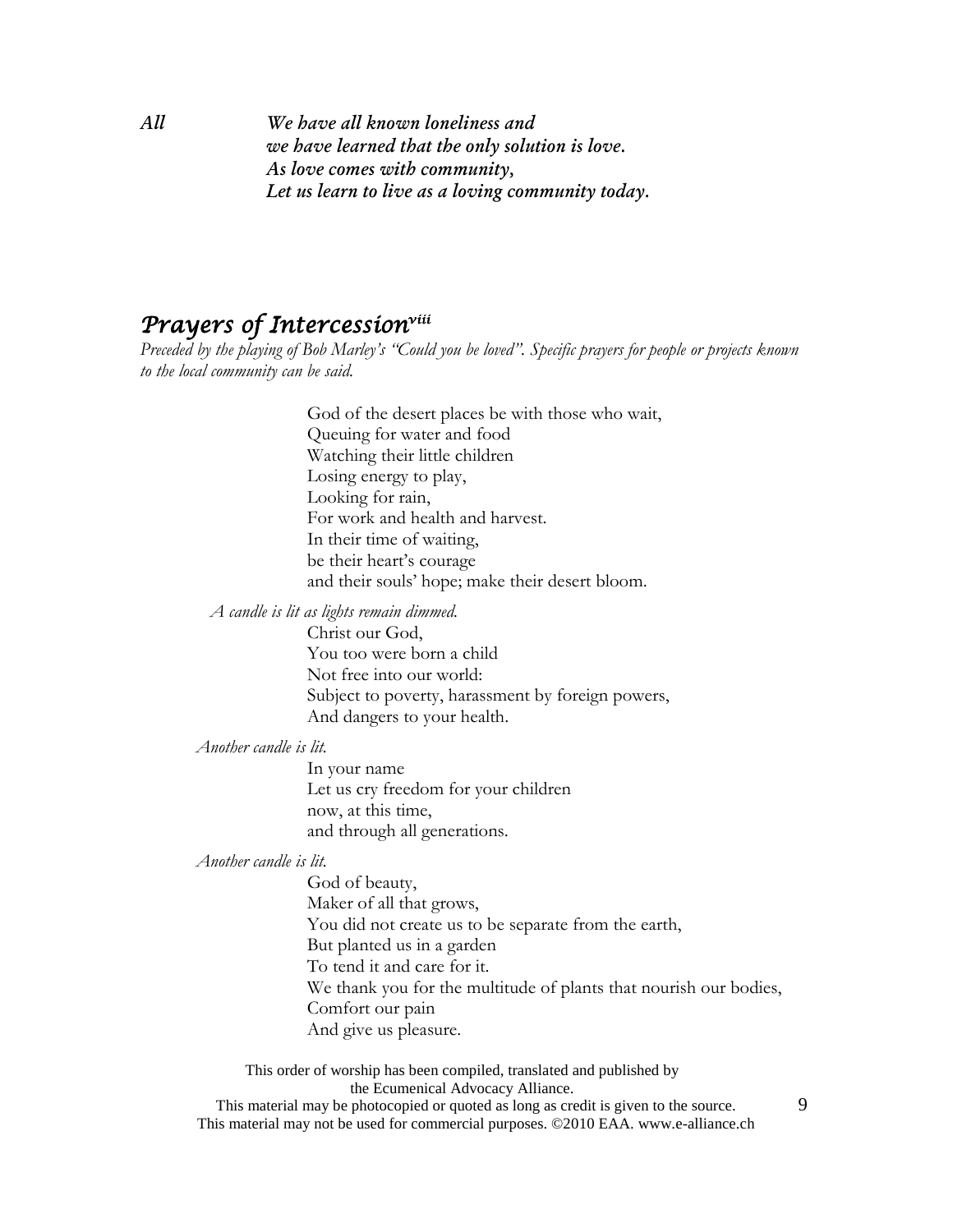*All* ***We have all known loneliness and***
***we have learned that the only solution is love.***
***As love comes with community,***
***Let us learn to live as a loving community today.***

## *Prayers of Intercession*[viii]

*Preceded by the playing of Bob Marley's "Could you be loved". Specific prayers for people or projects known to the local community can be said.*

God of the desert places be with those who wait,
Queuing for water and food
Watching their little children
Losing energy to play,
Looking for rain,
For work and health and harvest.
In their time of waiting,
be their heart's courage
and their souls' hope; make their desert bloom.

*A candle is lit as lights remain dimmed.*

Christ our God,
You too were born a child
Not free into our world:
Subject to poverty, harassment by foreign powers,
And dangers to your health.

*Another candle is lit.*

In your name
Let us cry freedom for your children
now, at this time,
and through all generations.

*Another candle is lit.*

God of beauty,
Maker of all that grows,
You did not create us to be separate from the earth,
But planted us in a garden
To tend it and care for it.
We thank you for the multitude of plants that nourish our bodies,
Comfort our pain
And give us pleasure.

This order of worship has been compiled, translated and published by the Ecumenical Advocacy Alliance.
This material may be photocopied or quoted as long as credit is given to the source.
This material may not be used for commercial purposes. ©2010 EAA. www.e-alliance.ch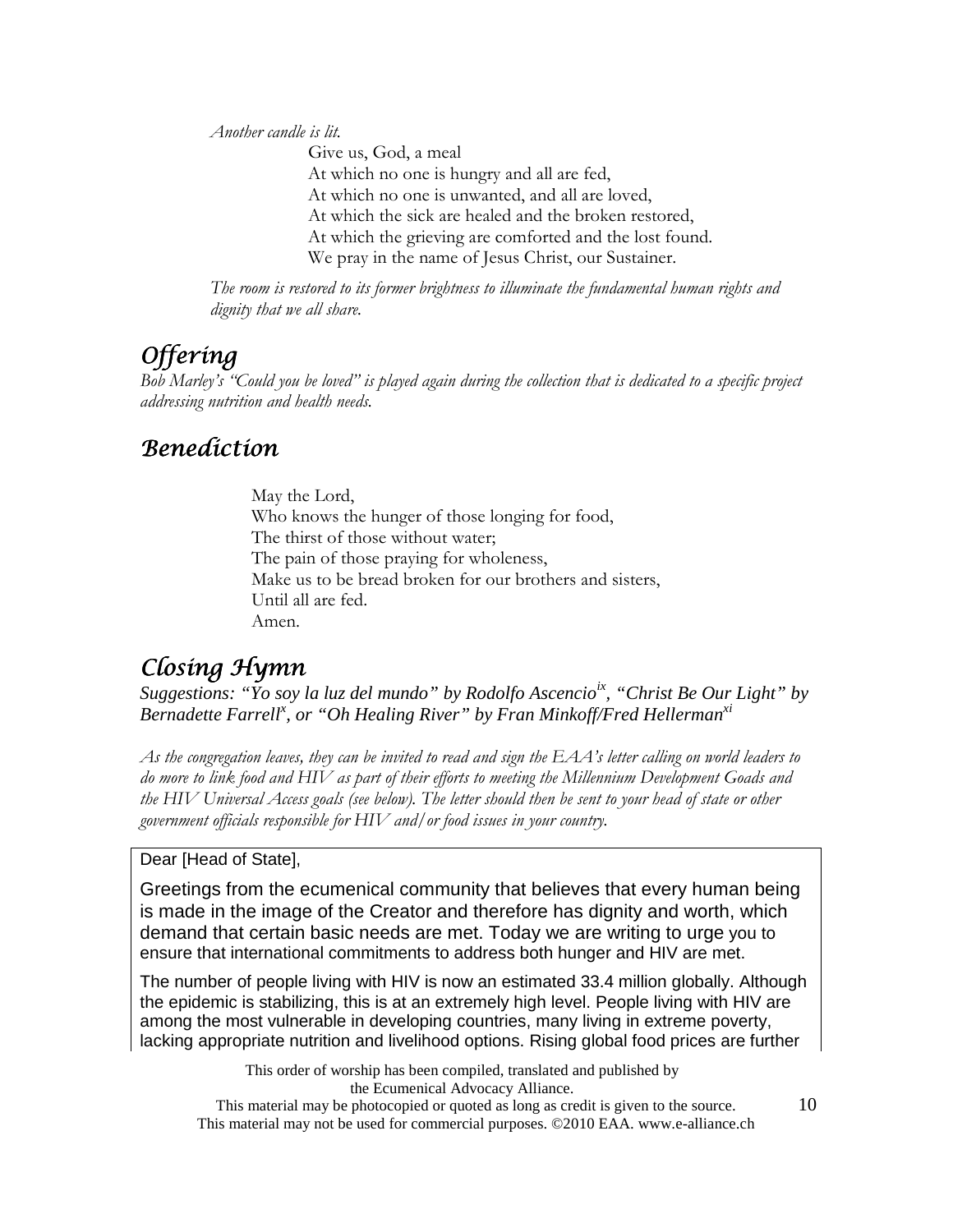*Another candle is lit.*

Give us, God, a meal
At which no one is hungry and all are fed,
At which no one is unwanted, and all are loved,
At which the sick are healed and the broken restored,
At which the grieving are comforted and the lost found.
We pray in the name of Jesus Christ, our Sustainer.

*The room is restored to its former brightness to illuminate the fundamental human rights and dignity that we all share.*

## *Offering*

*Bob Marley's "Could you be loved" is played again during the collection that is dedicated to a specific project addressing nutrition and health needs.*

## *Benediction*

May the Lord,
Who knows the hunger of those longing for food,
The thirst of those without water;
The pain of those praying for wholeness,
Make us to be bread broken for our brothers and sisters,
Until all are fed.
Amen.

## *Closing Hymn*

***Suggestions: "Yo soy la luz del mundo" by Rodolfo Ascencio[ix], "Christ Be Our Light" by Bernadette Farrell[x], or "Oh Healing River" by Fran Minkoff/Fred Hellerman[xi]***

*As the congregation leaves, they can be invited to read and sign the EAA's letter calling on world leaders to do more to link food and HIV as part of their efforts to meeting the Millennium Development Goads and the HIV Universal Access goals (see below). The letter should then be sent to your head of state or other government officials responsible for HIV and/or food issues in your country.*

Dear [Head of State],

Greetings from the ecumenical community that believes that every human being is made in the image of the Creator and therefore has dignity and worth, which demand that certain basic needs are met. Today we are writing to urge you to ensure that international commitments to address both hunger and HIV are met.

The number of people living with HIV is now an estimated 33.4 million globally. Although the epidemic is stabilizing, this is at an extremely high level. People living with HIV are among the most vulnerable in developing countries, many living in extreme poverty, lacking appropriate nutrition and livelihood options. Rising global food prices are further

This order of worship has been compiled, translated and published by the Ecumenical Advocacy Alliance.
This material may be photocopied or quoted as long as credit is given to the source.
This material may not be used for commercial purposes. ©2010 EAA. www.e-alliance.ch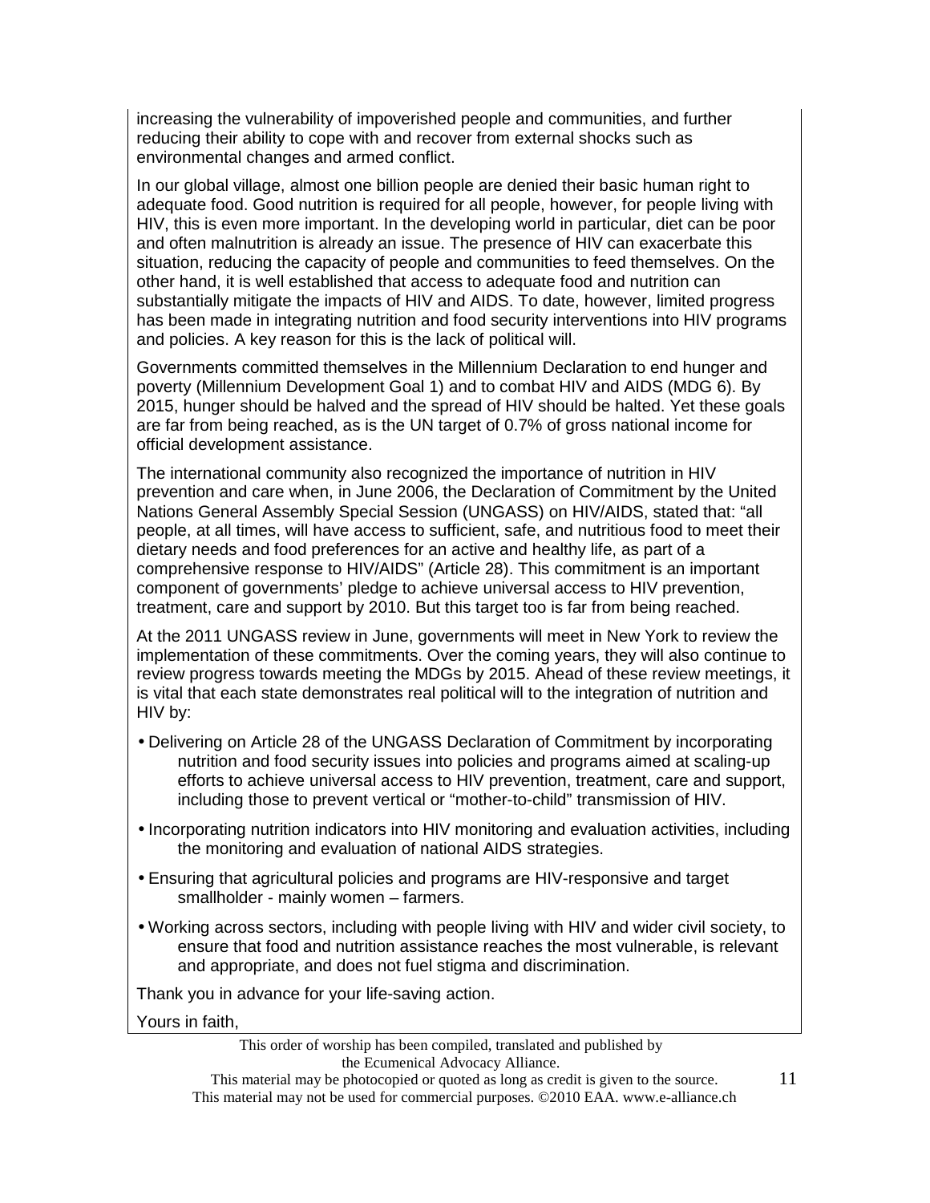increasing the vulnerability of impoverished people and communities, and further reducing their ability to cope with and recover from external shocks such as environmental changes and armed conflict.

In our global village, almost one billion people are denied their basic human right to adequate food. Good nutrition is required for all people, however, for people living with HIV, this is even more important. In the developing world in particular, diet can be poor and often malnutrition is already an issue. The presence of HIV can exacerbate this situation, reducing the capacity of people and communities to feed themselves. On the other hand, it is well established that access to adequate food and nutrition can substantially mitigate the impacts of HIV and AIDS. To date, however, limited progress has been made in integrating nutrition and food security interventions into HIV programs and policies. A key reason for this is the lack of political will.

Governments committed themselves in the Millennium Declaration to end hunger and poverty (Millennium Development Goal 1) and to combat HIV and AIDS (MDG 6). By 2015, hunger should be halved and the spread of HIV should be halted. Yet these goals are far from being reached, as is the UN target of 0.7% of gross national income for official development assistance.

The international community also recognized the importance of nutrition in HIV prevention and care when, in June 2006, the Declaration of Commitment by the United Nations General Assembly Special Session (UNGASS) on HIV/AIDS, stated that: "all people, at all times, will have access to sufficient, safe, and nutritious food to meet their dietary needs and food preferences for an active and healthy life, as part of a comprehensive response to HIV/AIDS" (Article 28). This commitment is an important component of governments' pledge to achieve universal access to HIV prevention, treatment, care and support by 2010. But this target too is far from being reached.

At the 2011 UNGASS review in June, governments will meet in New York to review the implementation of these commitments. Over the coming years, they will also continue to review progress towards meeting the MDGs by 2015. Ahead of these review meetings, it is vital that each state demonstrates real political will to the integration of nutrition and HIV by:

- Delivering on Article 28 of the UNGASS Declaration of Commitment by incorporating nutrition and food security issues into policies and programs aimed at scaling-up efforts to achieve universal access to HIV prevention, treatment, care and support, including those to prevent vertical or "mother-to-child" transmission of HIV.
- Incorporating nutrition indicators into HIV monitoring and evaluation activities, including the monitoring and evaluation of national AIDS strategies.
- Ensuring that agricultural policies and programs are HIV-responsive and target smallholder - mainly women – farmers.
- Working across sectors, including with people living with HIV and wider civil society, to ensure that food and nutrition assistance reaches the most vulnerable, is relevant and appropriate, and does not fuel stigma and discrimination.

Thank you in advance for your life-saving action.

Yours in faith,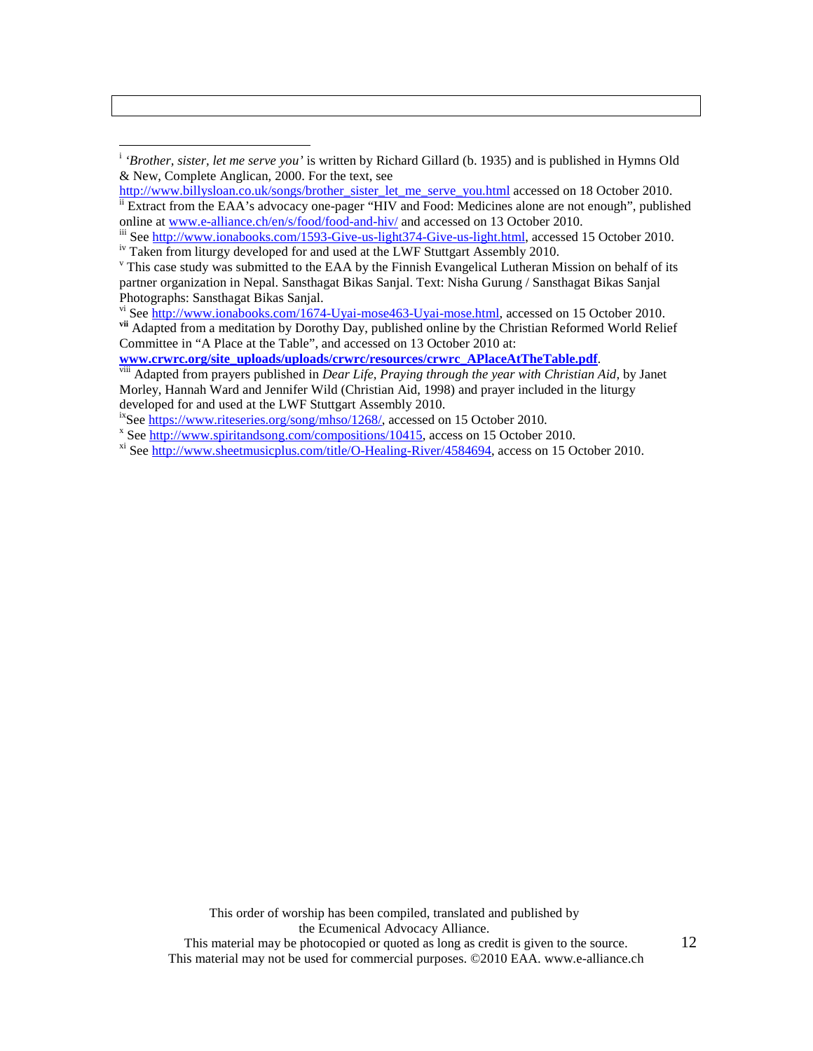[i] *'Brother, sister, let me serve you'* is written by Richard Gillard (b. 1935) and is published in Hymns Old & New, Complete Anglican, 2000. For the text, see http://www.billysloan.co.uk/songs/brother_sister_let_me_serve_you.html accessed on 18 October 2010.

[ii] Extract from the EAA's advocacy one-pager "HIV and Food: Medicines alone are not enough", published online at www.e-alliance.ch/en/s/food/food-and-hiv/ and accessed on 13 October 2010.

[iii] See http://www.ionabooks.com/1593-Give-us-light374-Give-us-light.html, accessed 15 October 2010.

[iv] Taken from liturgy developed for and used at the LWF Stuttgart Assembly 2010.

[v] This case study was submitted to the EAA by the Finnish Evangelical Lutheran Mission on behalf of its partner organization in Nepal. Sansthagat Bikas Sanjal. Text: Nisha Gurung / Sansthagat Bikas Sanjal Photographs: Sansthagat Bikas Sanjal.

[vi] See http://www.ionabooks.com/1674-Uyai-mose463-Uyai-mose.html, accessed on 15 October 2010.

[vii] Adapted from a meditation by Dorothy Day, published online by the Christian Reformed World Relief Committee in "A Place at the Table", and accessed on 13 October 2010 at: **www.crwrc.org/site_uploads/uploads/crwrc/resources/crwrc_APlaceAtTheTable.pdf**.

[viii] Adapted from prayers published in *Dear Life, Praying through the year with Christian Aid*, by Janet Morley, Hannah Ward and Jennifer Wild (Christian Aid, 1998) and prayer included in the liturgy developed for and used at the LWF Stuttgart Assembly 2010.

[ix] See https://www.riteseries.org/song/mhso/1268/, accessed on 15 October 2010.

[x] See http://www.spiritandsong.com/compositions/10415, access on 15 October 2010.

[xi] See http://www.sheetmusicplus.com/title/O-Healing-River/4584694, access on 15 October 2010.

This order of worship has been compiled, translated and published by the Ecumenical Advocacy Alliance.
This material may be photocopied or quoted as long as credit is given to the source.
This material may not be used for commercial purposes. ©2010 EAA. www.e-alliance.ch